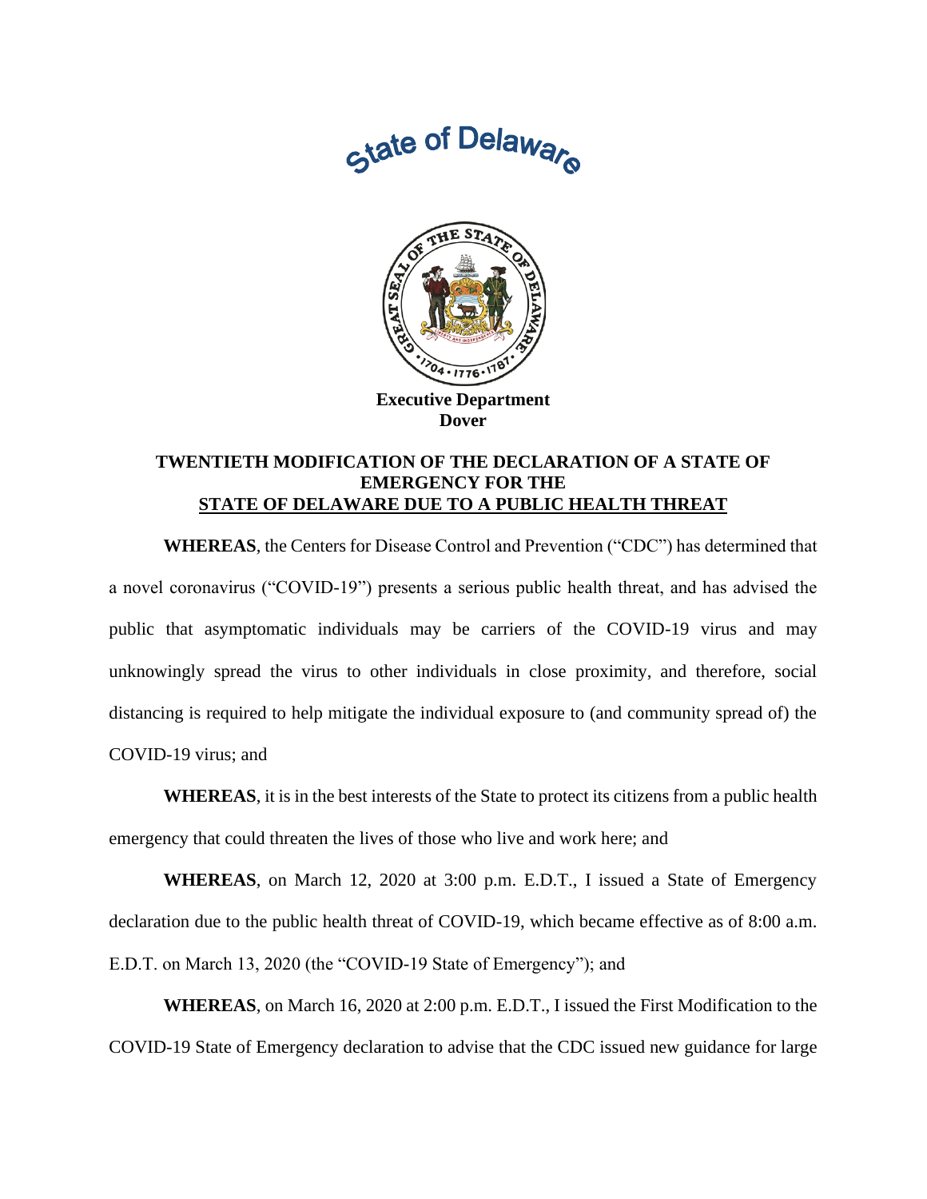State of Delaware

**Executive Department**
**Dover**

**TWENTIETH MODIFICATION OF THE DECLARATION OF A STATE OF EMERGENCY FOR THE STATE OF DELAWARE DUE TO A PUBLIC HEALTH THREAT**

**WHEREAS**, the Centers for Disease Control and Prevention ("CDC") has determined that a novel coronavirus ("COVID-19") presents a serious public health threat, and has advised the public that asymptomatic individuals may be carriers of the COVID-19 virus and may unknowingly spread the virus to other individuals in close proximity, and therefore, social distancing is required to help mitigate the individual exposure to (and community spread of) the COVID-19 virus; and

**WHEREAS**, it is in the best interests of the State to protect its citizens from a public health emergency that could threaten the lives of those who live and work here; and

**WHEREAS**, on March 12, 2020 at 3:00 p.m. E.D.T., I issued a State of Emergency declaration due to the public health threat of COVID-19, which became effective as of 8:00 a.m. E.D.T. on March 13, 2020 (the "COVID-19 State of Emergency"); and

**WHEREAS**, on March 16, 2020 at 2:00 p.m. E.D.T., I issued the First Modification to the COVID-19 State of Emergency declaration to advise that the CDC issued new guidance for large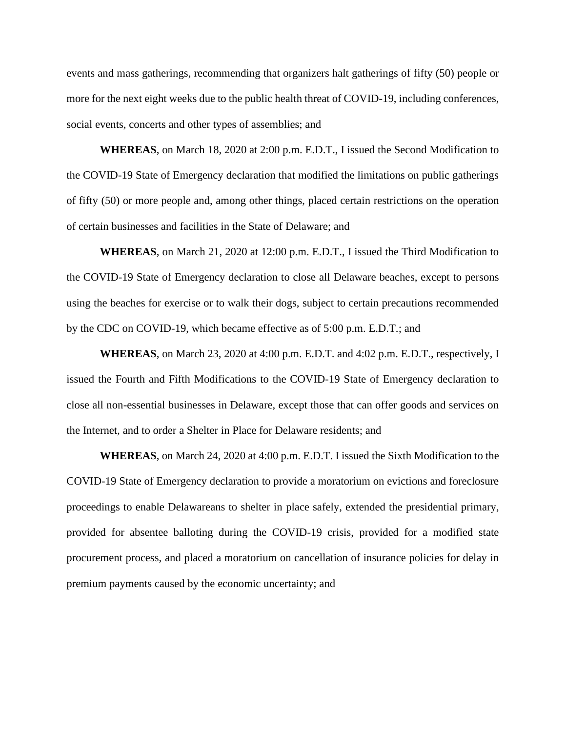events and mass gatherings, recommending that organizers halt gatherings of fifty (50) people or more for the next eight weeks due to the public health threat of COVID-19, including conferences, social events, concerts and other types of assemblies; and

**WHEREAS**, on March 18, 2020 at 2:00 p.m. E.D.T., I issued the Second Modification to the COVID-19 State of Emergency declaration that modified the limitations on public gatherings of fifty (50) or more people and, among other things, placed certain restrictions on the operation of certain businesses and facilities in the State of Delaware; and

**WHEREAS**, on March 21, 2020 at 12:00 p.m. E.D.T., I issued the Third Modification to the COVID-19 State of Emergency declaration to close all Delaware beaches, except to persons using the beaches for exercise or to walk their dogs, subject to certain precautions recommended by the CDC on COVID-19, which became effective as of 5:00 p.m. E.D.T.; and

**WHEREAS**, on March 23, 2020 at 4:00 p.m. E.D.T. and 4:02 p.m. E.D.T., respectively, I issued the Fourth and Fifth Modifications to the COVID-19 State of Emergency declaration to close all non-essential businesses in Delaware, except those that can offer goods and services on the Internet, and to order a Shelter in Place for Delaware residents; and

**WHEREAS**, on March 24, 2020 at 4:00 p.m. E.D.T. I issued the Sixth Modification to the COVID-19 State of Emergency declaration to provide a moratorium on evictions and foreclosure proceedings to enable Delawareans to shelter in place safely, extended the presidential primary, provided for absentee balloting during the COVID-19 crisis, provided for a modified state procurement process, and placed a moratorium on cancellation of insurance policies for delay in premium payments caused by the economic uncertainty; and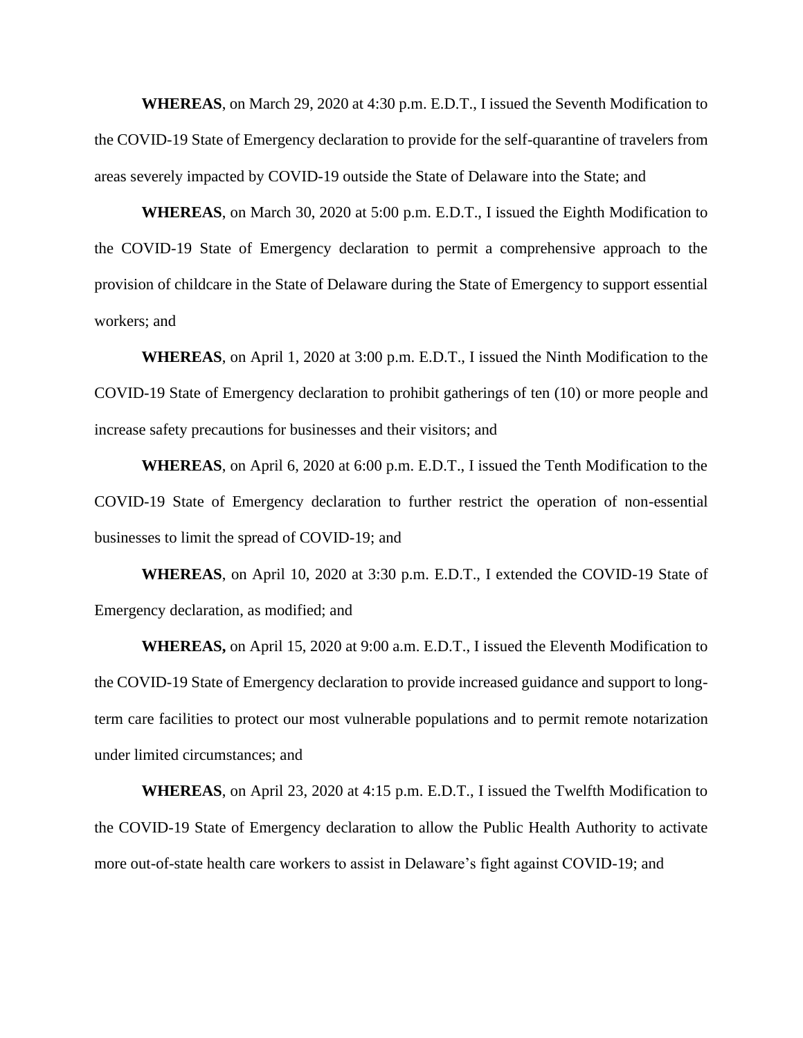**WHEREAS**, on March 29, 2020 at 4:30 p.m. E.D.T., I issued the Seventh Modification to the COVID-19 State of Emergency declaration to provide for the self-quarantine of travelers from areas severely impacted by COVID-19 outside the State of Delaware into the State; and

**WHEREAS**, on March 30, 2020 at 5:00 p.m. E.D.T., I issued the Eighth Modification to the COVID-19 State of Emergency declaration to permit a comprehensive approach to the provision of childcare in the State of Delaware during the State of Emergency to support essential workers; and

**WHEREAS**, on April 1, 2020 at 3:00 p.m. E.D.T., I issued the Ninth Modification to the COVID-19 State of Emergency declaration to prohibit gatherings of ten (10) or more people and increase safety precautions for businesses and their visitors; and

**WHEREAS**, on April 6, 2020 at 6:00 p.m. E.D.T., I issued the Tenth Modification to the COVID-19 State of Emergency declaration to further restrict the operation of non-essential businesses to limit the spread of COVID-19; and

**WHEREAS**, on April 10, 2020 at 3:30 p.m. E.D.T., I extended the COVID-19 State of Emergency declaration, as modified; and

**WHEREAS,** on April 15, 2020 at 9:00 a.m. E.D.T., I issued the Eleventh Modification to the COVID-19 State of Emergency declaration to provide increased guidance and support to long-term care facilities to protect our most vulnerable populations and to permit remote notarization under limited circumstances; and

**WHEREAS**, on April 23, 2020 at 4:15 p.m. E.D.T., I issued the Twelfth Modification to the COVID-19 State of Emergency declaration to allow the Public Health Authority to activate more out-of-state health care workers to assist in Delaware's fight against COVID-19; and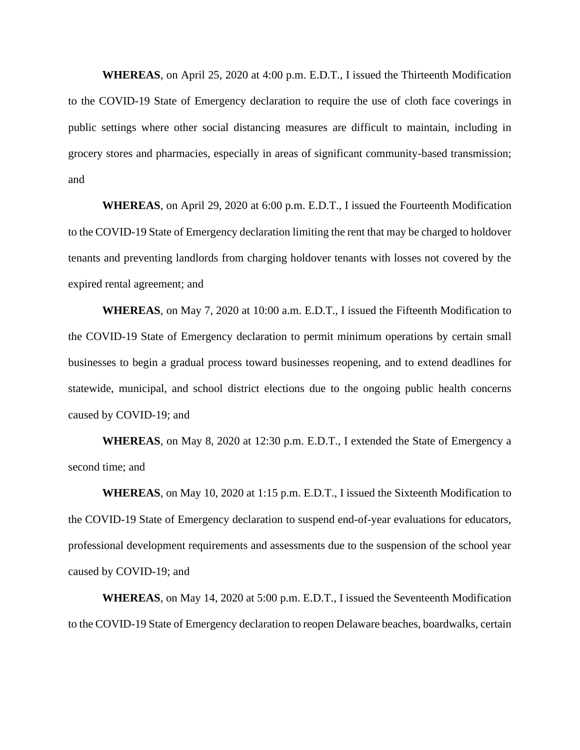**WHEREAS**, on April 25, 2020 at 4:00 p.m. E.D.T., I issued the Thirteenth Modification to the COVID-19 State of Emergency declaration to require the use of cloth face coverings in public settings where other social distancing measures are difficult to maintain, including in grocery stores and pharmacies, especially in areas of significant community-based transmission; and

**WHEREAS**, on April 29, 2020 at 6:00 p.m. E.D.T., I issued the Fourteenth Modification to the COVID-19 State of Emergency declaration limiting the rent that may be charged to holdover tenants and preventing landlords from charging holdover tenants with losses not covered by the expired rental agreement; and

**WHEREAS**, on May 7, 2020 at 10:00 a.m. E.D.T., I issued the Fifteenth Modification to the COVID-19 State of Emergency declaration to permit minimum operations by certain small businesses to begin a gradual process toward businesses reopening, and to extend deadlines for statewide, municipal, and school district elections due to the ongoing public health concerns caused by COVID-19; and

**WHEREAS**, on May 8, 2020 at 12:30 p.m. E.D.T., I extended the State of Emergency a second time; and

**WHEREAS**, on May 10, 2020 at 1:15 p.m. E.D.T., I issued the Sixteenth Modification to the COVID-19 State of Emergency declaration to suspend end-of-year evaluations for educators, professional development requirements and assessments due to the suspension of the school year caused by COVID-19; and

**WHEREAS**, on May 14, 2020 at 5:00 p.m. E.D.T., I issued the Seventeenth Modification to the COVID-19 State of Emergency declaration to reopen Delaware beaches, boardwalks, certain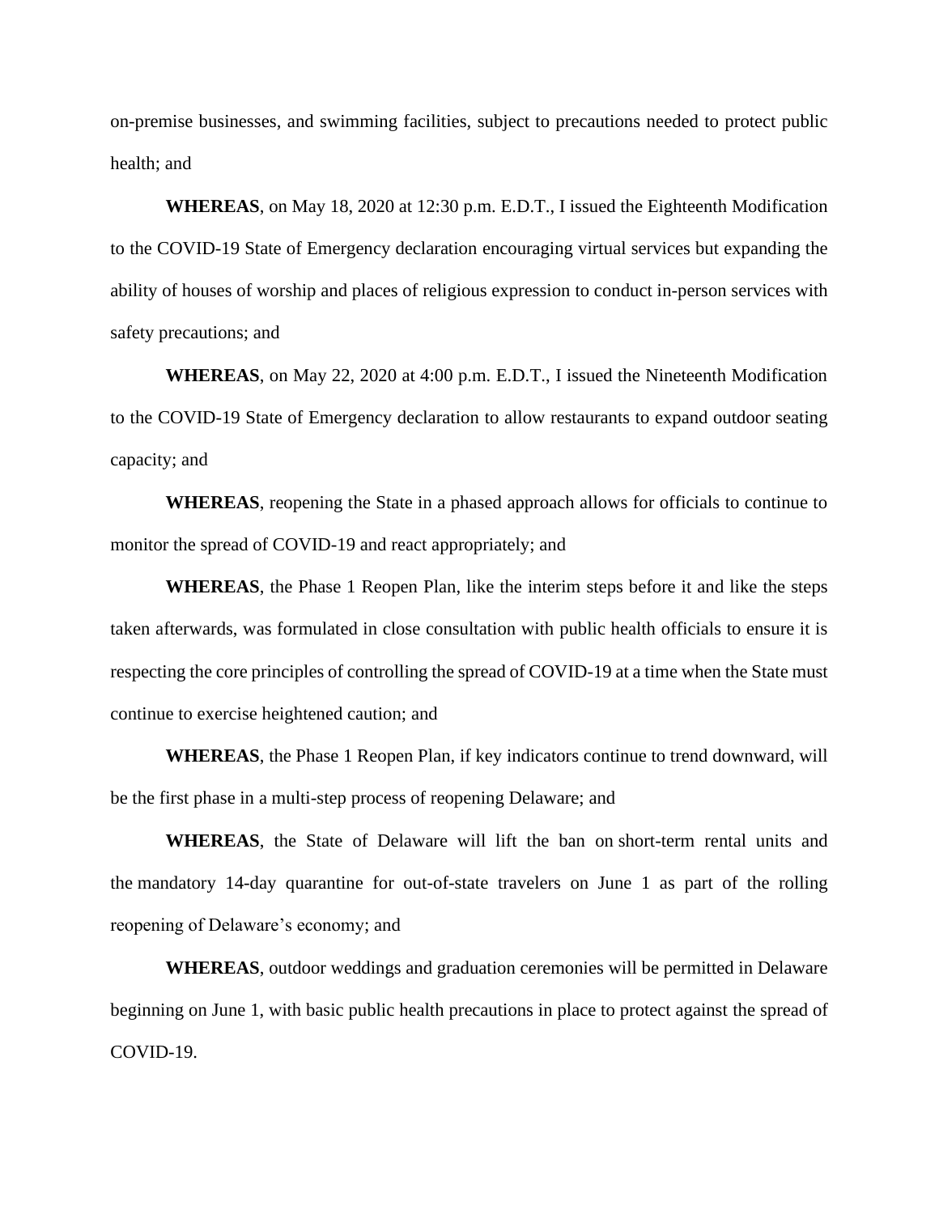on-premise businesses, and swimming facilities, subject to precautions needed to protect public health; and

**WHEREAS**, on May 18, 2020 at 12:30 p.m. E.D.T., I issued the Eighteenth Modification to the COVID-19 State of Emergency declaration encouraging virtual services but expanding the ability of houses of worship and places of religious expression to conduct in-person services with safety precautions; and

**WHEREAS**, on May 22, 2020 at 4:00 p.m. E.D.T., I issued the Nineteenth Modification to the COVID-19 State of Emergency declaration to allow restaurants to expand outdoor seating capacity; and

**WHEREAS**, reopening the State in a phased approach allows for officials to continue to monitor the spread of COVID-19 and react appropriately; and

**WHEREAS**, the Phase 1 Reopen Plan, like the interim steps before it and like the steps taken afterwards, was formulated in close consultation with public health officials to ensure it is respecting the core principles of controlling the spread of COVID-19 at a time when the State must continue to exercise heightened caution; and

**WHEREAS**, the Phase 1 Reopen Plan, if key indicators continue to trend downward, will be the first phase in a multi-step process of reopening Delaware; and

**WHEREAS**, the State of Delaware will lift the ban on short-term rental units and the mandatory 14-day quarantine for out-of-state travelers on June 1 as part of the rolling reopening of Delaware's economy; and

**WHEREAS**, outdoor weddings and graduation ceremonies will be permitted in Delaware beginning on June 1, with basic public health precautions in place to protect against the spread of COVID-19.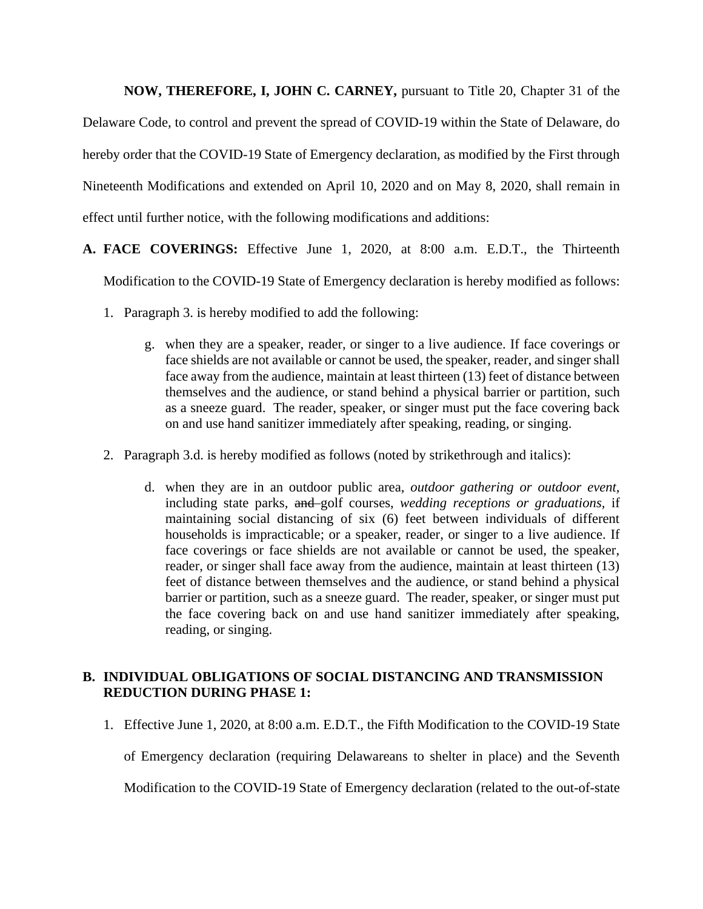**NOW, THEREFORE, I, JOHN C. CARNEY,** pursuant to Title 20, Chapter 31 of the Delaware Code, to control and prevent the spread of COVID-19 within the State of Delaware, do hereby order that the COVID-19 State of Emergency declaration, as modified by the First through Nineteenth Modifications and extended on April 10, 2020 and on May 8, 2020, shall remain in effect until further notice, with the following modifications and additions:

**A. FACE COVERINGS:** Effective June 1, 2020, at 8:00 a.m. E.D.T., the Thirteenth Modification to the COVID-19 State of Emergency declaration is hereby modified as follows:

1. Paragraph 3. is hereby modified to add the following:

    g. when they are a speaker, reader, or singer to a live audience. If face coverings or face shields are not available or cannot be used, the speaker, reader, and singer shall face away from the audience, maintain at least thirteen (13) feet of distance between themselves and the audience, or stand behind a physical barrier or partition, such as a sneeze guard. The reader, speaker, or singer must put the face covering back on and use hand sanitizer immediately after speaking, reading, or singing.

2. Paragraph 3.d. is hereby modified as follows (noted by strikethrough and italics):

    d. when they are in an outdoor public area, *outdoor gathering or outdoor event*, including state parks, ~~and~~ golf courses, *wedding receptions or graduations*, if maintaining social distancing of six (6) feet between individuals of different households is impracticable; or a speaker, reader, or singer to a live audience. If face coverings or face shields are not available or cannot be used, the speaker, reader, or singer shall face away from the audience, maintain at least thirteen (13) feet of distance between themselves and the audience, or stand behind a physical barrier or partition, such as a sneeze guard. The reader, speaker, or singer must put the face covering back on and use hand sanitizer immediately after speaking, reading, or singing.

**B. INDIVIDUAL OBLIGATIONS OF SOCIAL DISTANCING AND TRANSMISSION REDUCTION DURING PHASE 1:**

1. Effective June 1, 2020, at 8:00 a.m. E.D.T., the Fifth Modification to the COVID-19 State of Emergency declaration (requiring Delawareans to shelter in place) and the Seventh Modification to the COVID-19 State of Emergency declaration (related to the out-of-state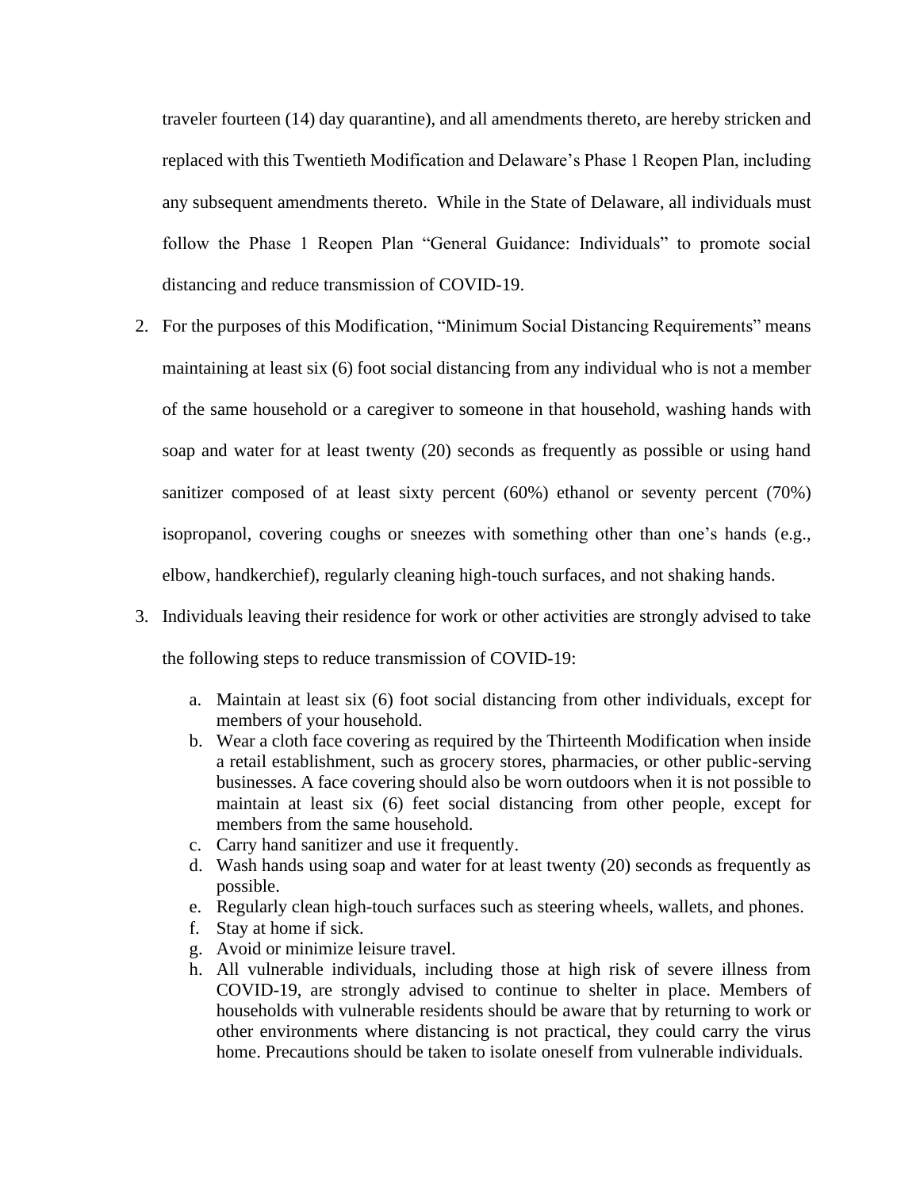traveler fourteen (14) day quarantine), and all amendments thereto, are hereby stricken and replaced with this Twentieth Modification and Delaware's Phase 1 Reopen Plan, including any subsequent amendments thereto. While in the State of Delaware, all individuals must follow the Phase 1 Reopen Plan "General Guidance: Individuals" to promote social distancing and reduce transmission of COVID-19.

2. For the purposes of this Modification, "Minimum Social Distancing Requirements" means maintaining at least six (6) foot social distancing from any individual who is not a member of the same household or a caregiver to someone in that household, washing hands with soap and water for at least twenty (20) seconds as frequently as possible or using hand sanitizer composed of at least sixty percent (60%) ethanol or seventy percent (70%) isopropanol, covering coughs or sneezes with something other than one's hands (e.g., elbow, handkerchief), regularly cleaning high-touch surfaces, and not shaking hands.

3. Individuals leaving their residence for work or other activities are strongly advised to take the following steps to reduce transmission of COVID-19:

   a. Maintain at least six (6) foot social distancing from other individuals, except for members of your household.
   b. Wear a cloth face covering as required by the Thirteenth Modification when inside a retail establishment, such as grocery stores, pharmacies, or other public-serving businesses. A face covering should also be worn outdoors when it is not possible to maintain at least six (6) feet social distancing from other people, except for members from the same household.
   c. Carry hand sanitizer and use it frequently.
   d. Wash hands using soap and water for at least twenty (20) seconds as frequently as possible.
   e. Regularly clean high-touch surfaces such as steering wheels, wallets, and phones.
   f. Stay at home if sick.
   g. Avoid or minimize leisure travel.
   h. All vulnerable individuals, including those at high risk of severe illness from COVID-19, are strongly advised to continue to shelter in place. Members of households with vulnerable residents should be aware that by returning to work or other environments where distancing is not practical, they could carry the virus home. Precautions should be taken to isolate oneself from vulnerable individuals.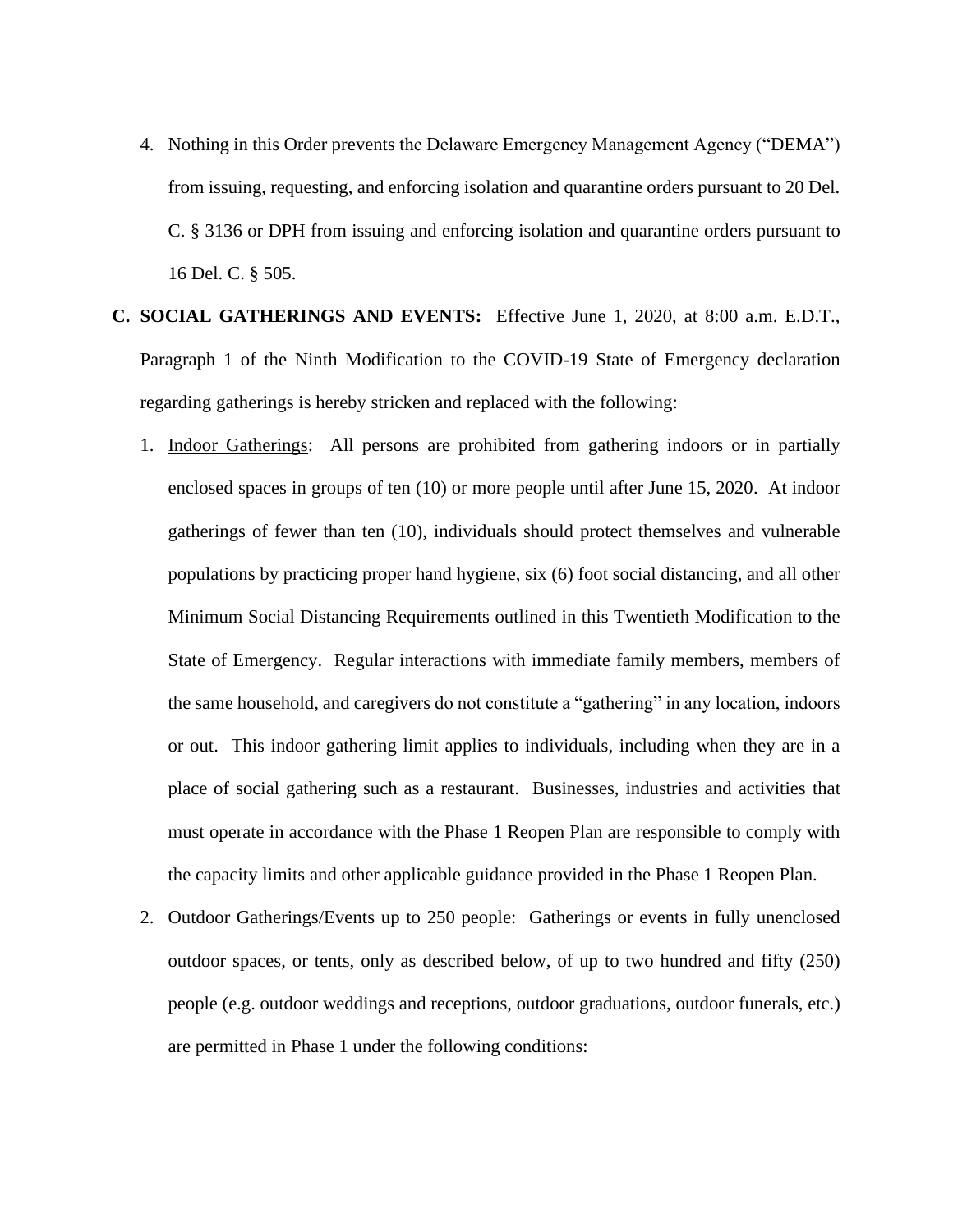4. Nothing in this Order prevents the Delaware Emergency Management Agency ("DEMA") from issuing, requesting, and enforcing isolation and quarantine orders pursuant to 20 Del. C. § 3136 or DPH from issuing and enforcing isolation and quarantine orders pursuant to 16 Del. C. § 505.

**C. SOCIAL GATHERINGS AND EVENTS:** Effective June 1, 2020, at 8:00 a.m. E.D.T., Paragraph 1 of the Ninth Modification to the COVID-19 State of Emergency declaration regarding gatherings is hereby stricken and replaced with the following:

1. Indoor Gatherings: All persons are prohibited from gathering indoors or in partially enclosed spaces in groups of ten (10) or more people until after June 15, 2020. At indoor gatherings of fewer than ten (10), individuals should protect themselves and vulnerable populations by practicing proper hand hygiene, six (6) foot social distancing, and all other Minimum Social Distancing Requirements outlined in this Twentieth Modification to the State of Emergency. Regular interactions with immediate family members, members of the same household, and caregivers do not constitute a "gathering" in any location, indoors or out. This indoor gathering limit applies to individuals, including when they are in a place of social gathering such as a restaurant. Businesses, industries and activities that must operate in accordance with the Phase 1 Reopen Plan are responsible to comply with the capacity limits and other applicable guidance provided in the Phase 1 Reopen Plan.

2. Outdoor Gatherings/Events up to 250 people: Gatherings or events in fully unenclosed outdoor spaces, or tents, only as described below, of up to two hundred and fifty (250) people (e.g. outdoor weddings and receptions, outdoor graduations, outdoor funerals, etc.) are permitted in Phase 1 under the following conditions: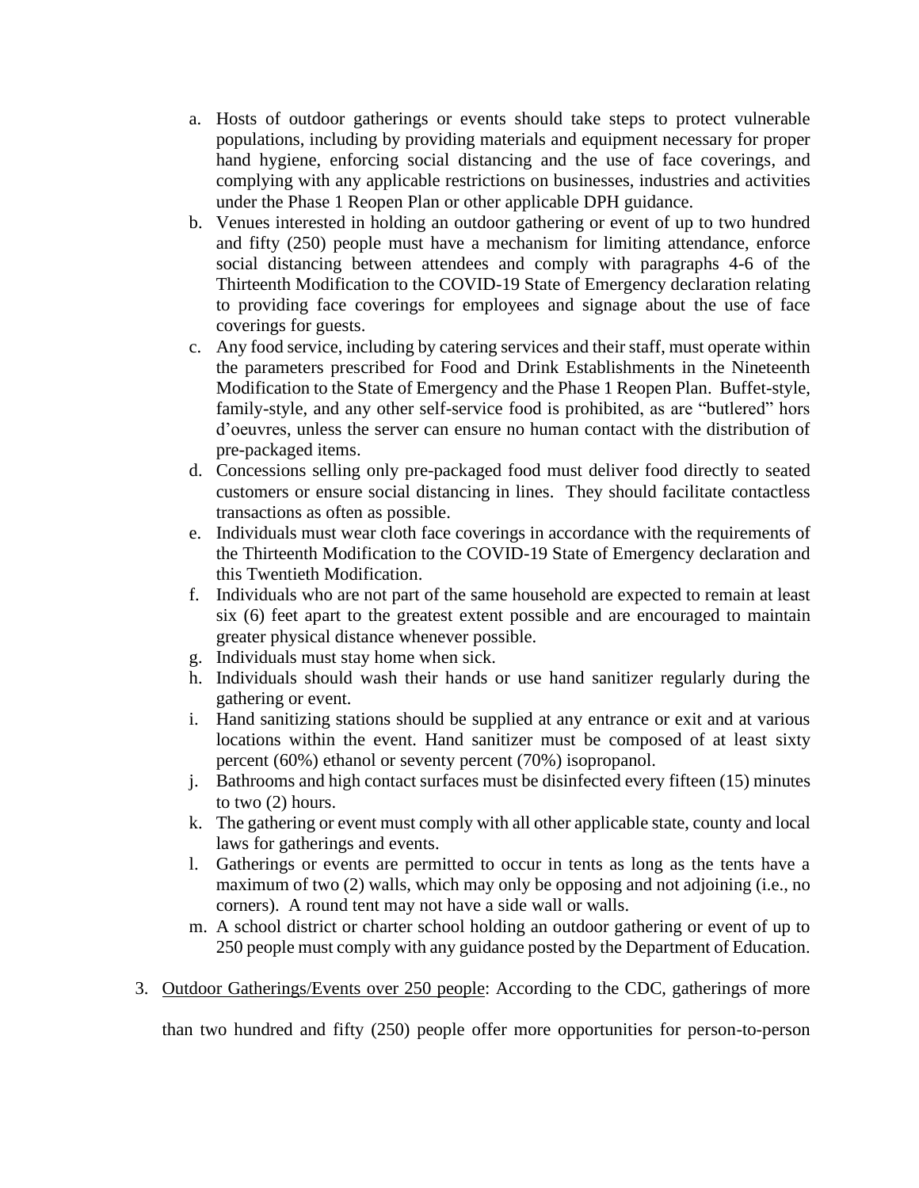a. Hosts of outdoor gatherings or events should take steps to protect vulnerable populations, including by providing materials and equipment necessary for proper hand hygiene, enforcing social distancing and the use of face coverings, and complying with any applicable restrictions on businesses, industries and activities under the Phase 1 Reopen Plan or other applicable DPH guidance.
b. Venues interested in holding an outdoor gathering or event of up to two hundred and fifty (250) people must have a mechanism for limiting attendance, enforce social distancing between attendees and comply with paragraphs 4-6 of the Thirteenth Modification to the COVID-19 State of Emergency declaration relating to providing face coverings for employees and signage about the use of face coverings for guests.
c. Any food service, including by catering services and their staff, must operate within the parameters prescribed for Food and Drink Establishments in the Nineteenth Modification to the State of Emergency and the Phase 1 Reopen Plan. Buffet-style, family-style, and any other self-service food is prohibited, as are "butlered" hors d'oeuvres, unless the server can ensure no human contact with the distribution of pre-packaged items.
d. Concessions selling only pre-packaged food must deliver food directly to seated customers or ensure social distancing in lines. They should facilitate contactless transactions as often as possible.
e. Individuals must wear cloth face coverings in accordance with the requirements of the Thirteenth Modification to the COVID-19 State of Emergency declaration and this Twentieth Modification.
f. Individuals who are not part of the same household are expected to remain at least six (6) feet apart to the greatest extent possible and are encouraged to maintain greater physical distance whenever possible.
g. Individuals must stay home when sick.
h. Individuals should wash their hands or use hand sanitizer regularly during the gathering or event.
i. Hand sanitizing stations should be supplied at any entrance or exit and at various locations within the event. Hand sanitizer must be composed of at least sixty percent (60%) ethanol or seventy percent (70%) isopropanol.
j. Bathrooms and high contact surfaces must be disinfected every fifteen (15) minutes to two (2) hours.
k. The gathering or event must comply with all other applicable state, county and local laws for gatherings and events.
l. Gatherings or events are permitted to occur in tents as long as the tents have a maximum of two (2) walls, which may only be opposing and not adjoining (i.e., no corners). A round tent may not have a side wall or walls.
m. A school district or charter school holding an outdoor gathering or event of up to 250 people must comply with any guidance posted by the Department of Education.

3. Outdoor Gatherings/Events over 250 people: According to the CDC, gatherings of more than two hundred and fifty (250) people offer more opportunities for person-to-person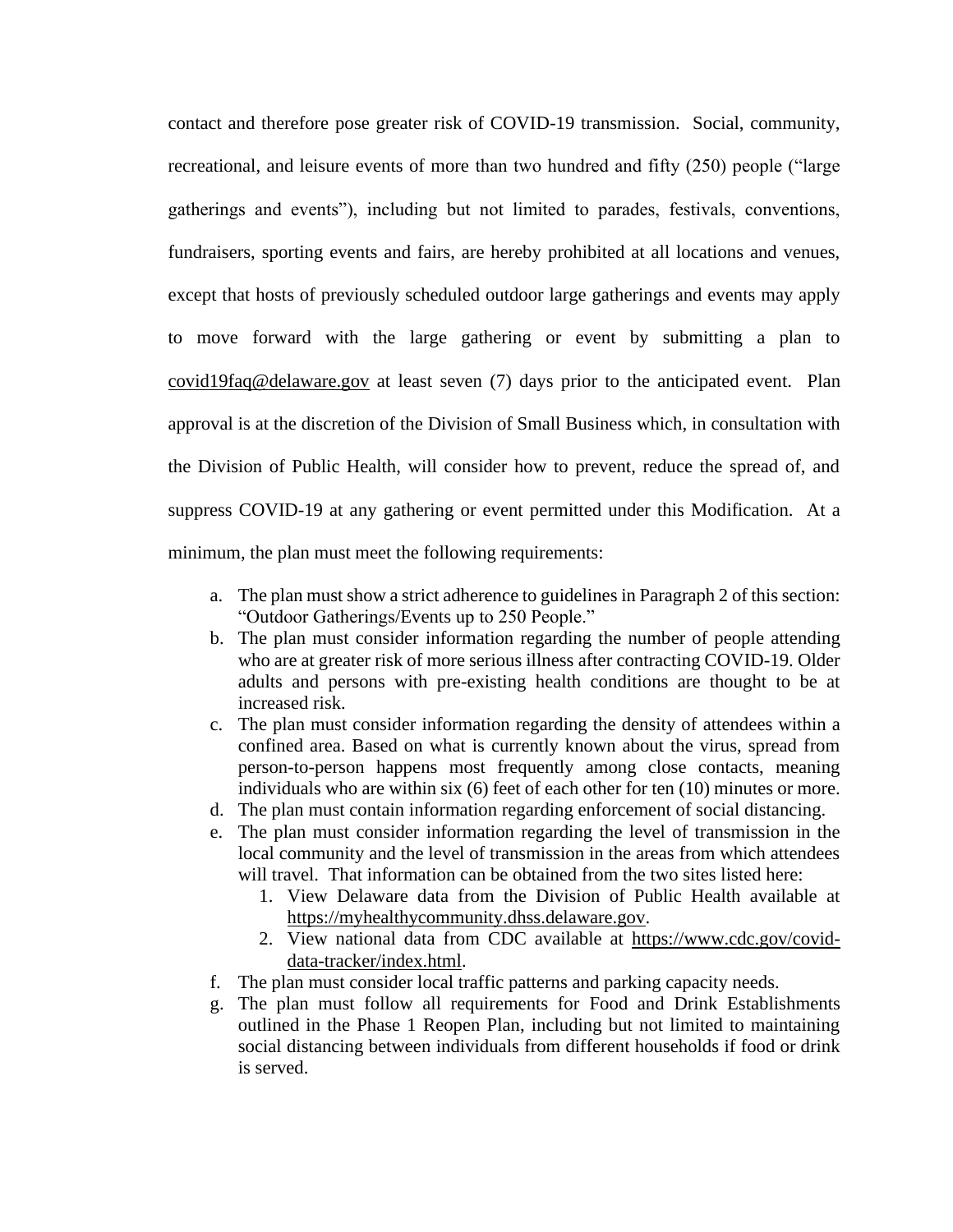contact and therefore pose greater risk of COVID-19 transmission. Social, community, recreational, and leisure events of more than two hundred and fifty (250) people ("large gatherings and events"), including but not limited to parades, festivals, conventions, fundraisers, sporting events and fairs, are hereby prohibited at all locations and venues, except that hosts of previously scheduled outdoor large gatherings and events may apply to move forward with the large gathering or event by submitting a plan to covid19faq@delaware.gov at least seven (7) days prior to the anticipated event. Plan approval is at the discretion of the Division of Small Business which, in consultation with the Division of Public Health, will consider how to prevent, reduce the spread of, and suppress COVID-19 at any gathering or event permitted under this Modification. At a minimum, the plan must meet the following requirements:

a. The plan must show a strict adherence to guidelines in Paragraph 2 of this section: "Outdoor Gatherings/Events up to 250 People."
b. The plan must consider information regarding the number of people attending who are at greater risk of more serious illness after contracting COVID-19. Older adults and persons with pre-existing health conditions are thought to be at increased risk.
c. The plan must consider information regarding the density of attendees within a confined area. Based on what is currently known about the virus, spread from person-to-person happens most frequently among close contacts, meaning individuals who are within six (6) feet of each other for ten (10) minutes or more.
d. The plan must contain information regarding enforcement of social distancing.
e. The plan must consider information regarding the level of transmission in the local community and the level of transmission in the areas from which attendees will travel. That information can be obtained from the two sites listed here:
   1. View Delaware data from the Division of Public Health available at https://myhealthycommunity.dhss.delaware.gov.
   2. View national data from CDC available at https://www.cdc.gov/covid-data-tracker/index.html.
f. The plan must consider local traffic patterns and parking capacity needs.
g. The plan must follow all requirements for Food and Drink Establishments outlined in the Phase 1 Reopen Plan, including but not limited to maintaining social distancing between individuals from different households if food or drink is served.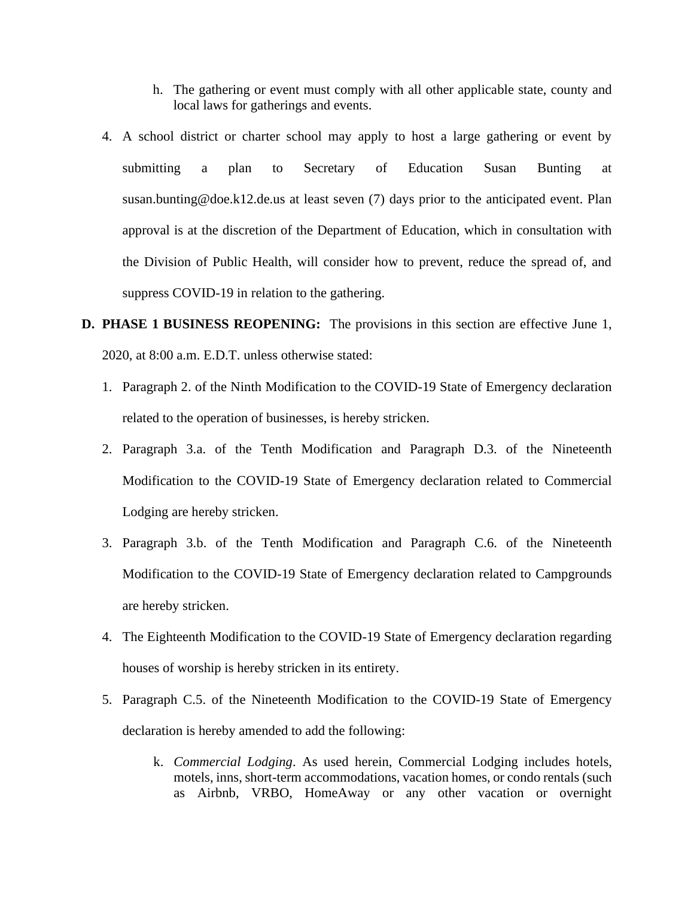h. The gathering or event must comply with all other applicable state, county and local laws for gatherings and events.

4. A school district or charter school may apply to host a large gathering or event by submitting a plan to Secretary of Education Susan Bunting at susan.bunting@doe.k12.de.us at least seven (7) days prior to the anticipated event. Plan approval is at the discretion of the Department of Education, which in consultation with the Division of Public Health, will consider how to prevent, reduce the spread of, and suppress COVID-19 in relation to the gathering.

**D. PHASE 1 BUSINESS REOPENING:** The provisions in this section are effective June 1, 2020, at 8:00 a.m. E.D.T. unless otherwise stated:

1. Paragraph 2. of the Ninth Modification to the COVID-19 State of Emergency declaration related to the operation of businesses, is hereby stricken.

2. Paragraph 3.a. of the Tenth Modification and Paragraph D.3. of the Nineteenth Modification to the COVID-19 State of Emergency declaration related to Commercial Lodging are hereby stricken.

3. Paragraph 3.b. of the Tenth Modification and Paragraph C.6. of the Nineteenth Modification to the COVID-19 State of Emergency declaration related to Campgrounds are hereby stricken.

4. The Eighteenth Modification to the COVID-19 State of Emergency declaration regarding houses of worship is hereby stricken in its entirety.

5. Paragraph C.5. of the Nineteenth Modification to the COVID-19 State of Emergency declaration is hereby amended to add the following:

   k. *Commercial Lodging*. As used herein, Commercial Lodging includes hotels, motels, inns, short-term accommodations, vacation homes, or condo rentals (such as Airbnb, VRBO, HomeAway or any other vacation or overnight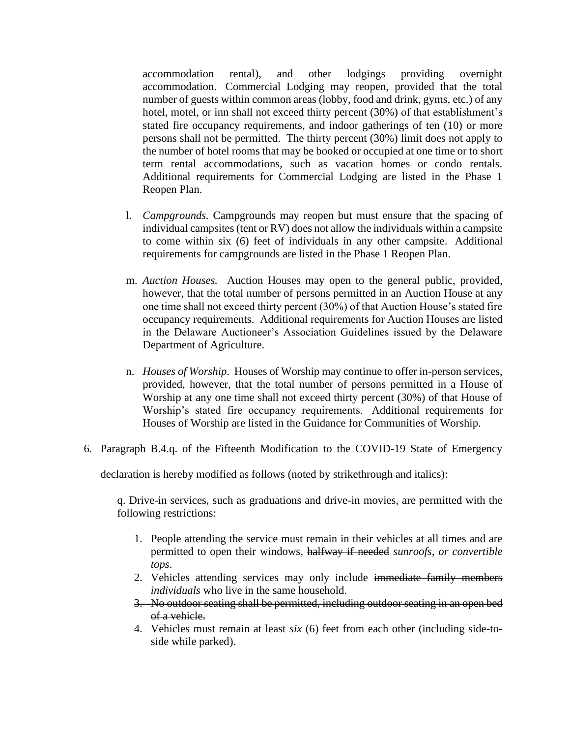accommodation rental), and other lodgings providing overnight accommodation. Commercial Lodging may reopen, provided that the total number of guests within common areas (lobby, food and drink, gyms, etc.) of any hotel, motel, or inn shall not exceed thirty percent (30%) of that establishment's stated fire occupancy requirements, and indoor gatherings of ten (10) or more persons shall not be permitted. The thirty percent (30%) limit does not apply to the number of hotel rooms that may be booked or occupied at one time or to short term rental accommodations, such as vacation homes or condo rentals. Additional requirements for Commercial Lodging are listed in the Phase 1 Reopen Plan.

l. *Campgrounds.* Campgrounds may reopen but must ensure that the spacing of individual campsites (tent or RV) does not allow the individuals within a campsite to come within six (6) feet of individuals in any other campsite. Additional requirements for campgrounds are listed in the Phase 1 Reopen Plan.

m. *Auction Houses.* Auction Houses may open to the general public, provided, however, that the total number of persons permitted in an Auction House at any one time shall not exceed thirty percent (30%) of that Auction House's stated fire occupancy requirements. Additional requirements for Auction Houses are listed in the Delaware Auctioneer's Association Guidelines issued by the Delaware Department of Agriculture.

n. *Houses of Worship*. Houses of Worship may continue to offer in-person services, provided, however, that the total number of persons permitted in a House of Worship at any one time shall not exceed thirty percent (30%) of that House of Worship's stated fire occupancy requirements. Additional requirements for Houses of Worship are listed in the Guidance for Communities of Worship.

6. Paragraph B.4.q. of the Fifteenth Modification to the COVID-19 State of Emergency declaration is hereby modified as follows (noted by strikethrough and italics):

   q. Drive-in services, such as graduations and drive-in movies, are permitted with the following restrictions:

   1. People attending the service must remain in their vehicles at all times and are permitted to open their windows, ~~halfway if needed~~ *sunroofs, or convertible tops*.
   2. Vehicles attending services may only include ~~immediate family members~~ *individuals* who live in the same household.
   3. ~~No outdoor seating shall be permitted, including outdoor seating in an open bed of a vehicle.~~
   4. Vehicles must remain at least *six* (6) feet from each other (including side-to-side while parked).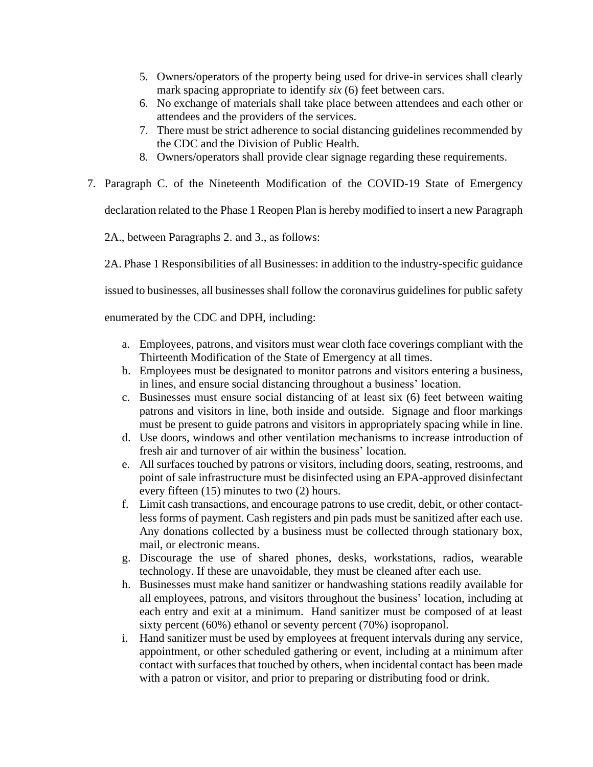5. Owners/operators of the property being used for drive-in services shall clearly mark spacing appropriate to identify *six* (6) feet between cars.
6. No exchange of materials shall take place between attendees and each other or attendees and the providers of the services.
7. There must be strict adherence to social distancing guidelines recommended by the CDC and the Division of Public Health.
8. Owners/operators shall provide clear signage regarding these requirements.

7. Paragraph C. of the Nineteenth Modification of the COVID-19 State of Emergency declaration related to the Phase 1 Reopen Plan is hereby modified to insert a new Paragraph 2A., between Paragraphs 2. and 3., as follows:

   2A. Phase 1 Responsibilities of all Businesses: in addition to the industry-specific guidance issued to businesses, all businesses shall follow the coronavirus guidelines for public safety enumerated by the CDC and DPH, including:

   a. Employees, patrons, and visitors must wear cloth face coverings compliant with the Thirteenth Modification of the State of Emergency at all times.
   b. Employees must be designated to monitor patrons and visitors entering a business, in lines, and ensure social distancing throughout a business' location.
   c. Businesses must ensure social distancing of at least six (6) feet between waiting patrons and visitors in line, both inside and outside. Signage and floor markings must be present to guide patrons and visitors in appropriately spacing while in line.
   d. Use doors, windows and other ventilation mechanisms to increase introduction of fresh air and turnover of air within the business' location.
   e. All surfaces touched by patrons or visitors, including doors, seating, restrooms, and point of sale infrastructure must be disinfected using an EPA-approved disinfectant every fifteen (15) minutes to two (2) hours.
   f. Limit cash transactions, and encourage patrons to use credit, debit, or other contact-less forms of payment. Cash registers and pin pads must be sanitized after each use. Any donations collected by a business must be collected through stationary box, mail, or electronic means.
   g. Discourage the use of shared phones, desks, workstations, radios, wearable technology. If these are unavoidable, they must be cleaned after each use.
   h. Businesses must make hand sanitizer or handwashing stations readily available for all employees, patrons, and visitors throughout the business' location, including at each entry and exit at a minimum. Hand sanitizer must be composed of at least sixty percent (60%) ethanol or seventy percent (70%) isopropanol.
   i. Hand sanitizer must be used by employees at frequent intervals during any service, appointment, or other scheduled gathering or event, including at a minimum after contact with surfaces that touched by others, when incidental contact has been made with a patron or visitor, and prior to preparing or distributing food or drink.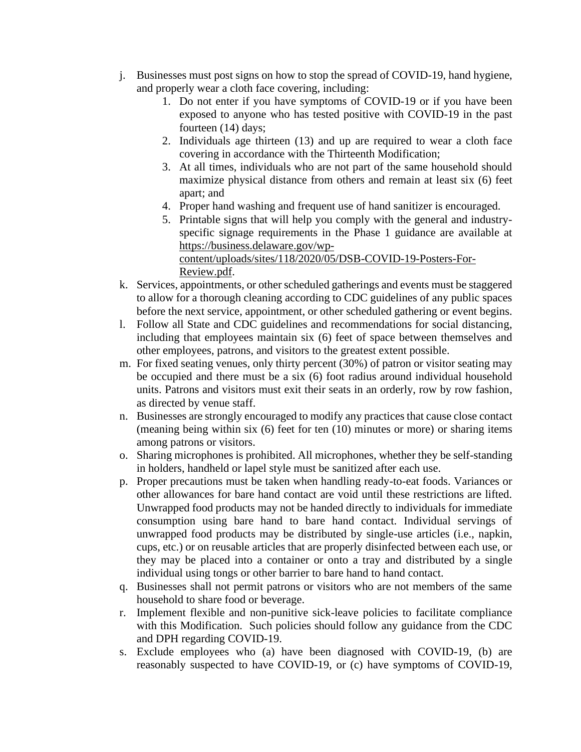j. Businesses must post signs on how to stop the spread of COVID-19, hand hygiene, and properly wear a cloth face covering, including:
    1. Do not enter if you have symptoms of COVID-19 or if you have been exposed to anyone who has tested positive with COVID-19 in the past fourteen (14) days;
    2. Individuals age thirteen (13) and up are required to wear a cloth face covering in accordance with the Thirteenth Modification;
    3. At all times, individuals who are not part of the same household should maximize physical distance from others and remain at least six (6) feet apart; and
    4. Proper hand washing and frequent use of hand sanitizer is encouraged.
    5. Printable signs that will help you comply with the general and industry-specific signage requirements in the Phase 1 guidance are available at [https://business.delaware.gov/wp-content/uploads/sites/118/2020/05/DSB-COVID-19-Posters-For-Review.pdf](https://business.delaware.gov/wp-content/uploads/sites/118/2020/05/DSB-COVID-19-Posters-For-Review.pdf).

k. Services, appointments, or other scheduled gatherings and events must be staggered to allow for a thorough cleaning according to CDC guidelines of any public spaces before the next service, appointment, or other scheduled gathering or event begins.

l. Follow all State and CDC guidelines and recommendations for social distancing, including that employees maintain six (6) feet of space between themselves and other employees, patrons, and visitors to the greatest extent possible.

m. For fixed seating venues, only thirty percent (30%) of patron or visitor seating may be occupied and there must be a six (6) foot radius around individual household units. Patrons and visitors must exit their seats in an orderly, row by row fashion, as directed by venue staff.

n. Businesses are strongly encouraged to modify any practices that cause close contact (meaning being within six (6) feet for ten (10) minutes or more) or sharing items among patrons or visitors.

o. Sharing microphones is prohibited. All microphones, whether they be self-standing in holders, handheld or lapel style must be sanitized after each use.

p. Proper precautions must be taken when handling ready-to-eat foods. Variances or other allowances for bare hand contact are void until these restrictions are lifted. Unwrapped food products may not be handed directly to individuals for immediate consumption using bare hand to bare hand contact. Individual servings of unwrapped food products may be distributed by single-use articles (i.e., napkin, cups, etc.) or on reusable articles that are properly disinfected between each use, or they may be placed into a container or onto a tray and distributed by a single individual using tongs or other barrier to bare hand to hand contact.

q. Businesses shall not permit patrons or visitors who are not members of the same household to share food or beverage.

r. Implement flexible and non-punitive sick-leave policies to facilitate compliance with this Modification. Such policies should follow any guidance from the CDC and DPH regarding COVID-19.

s. Exclude employees who (a) have been diagnosed with COVID-19, (b) are reasonably suspected to have COVID-19, or (c) have symptoms of COVID-19,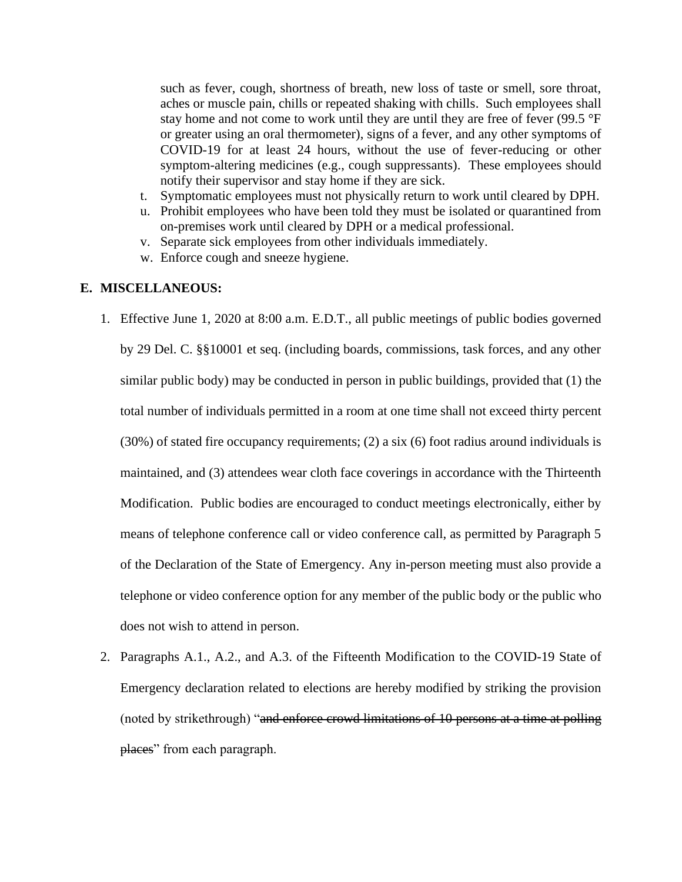such as fever, cough, shortness of breath, new loss of taste or smell, sore throat, aches or muscle pain, chills or repeated shaking with chills. Such employees shall stay home and not come to work until they are until they are free of fever (99.5 °F or greater using an oral thermometer), signs of a fever, and any other symptoms of COVID-19 for at least 24 hours, without the use of fever-reducing or other symptom-altering medicines (e.g., cough suppressants). These employees should notify their supervisor and stay home if they are sick.

t. Symptomatic employees must not physically return to work until cleared by DPH.
u. Prohibit employees who have been told they must be isolated or quarantined from on-premises work until cleared by DPH or a medical professional.
v. Separate sick employees from other individuals immediately.
w. Enforce cough and sneeze hygiene.

## E. MISCELLANEOUS:

1. Effective June 1, 2020 at 8:00 a.m. E.D.T., all public meetings of public bodies governed by 29 Del. C. §§10001 et seq. (including boards, commissions, task forces, and any other similar public body) may be conducted in person in public buildings, provided that (1) the total number of individuals permitted in a room at one time shall not exceed thirty percent (30%) of stated fire occupancy requirements; (2) a six (6) foot radius around individuals is maintained, and (3) attendees wear cloth face coverings in accordance with the Thirteenth Modification. Public bodies are encouraged to conduct meetings electronically, either by means of telephone conference call or video conference call, as permitted by Paragraph 5 of the Declaration of the State of Emergency. Any in-person meeting must also provide a telephone or video conference option for any member of the public body or the public who does not wish to attend in person.

2. Paragraphs A.1., A.2., and A.3. of the Fifteenth Modification to the COVID-19 State of Emergency declaration related to elections are hereby modified by striking the provision (noted by strikethrough) "~~and enforce crowd limitations of 10 persons at a time at polling places~~" from each paragraph.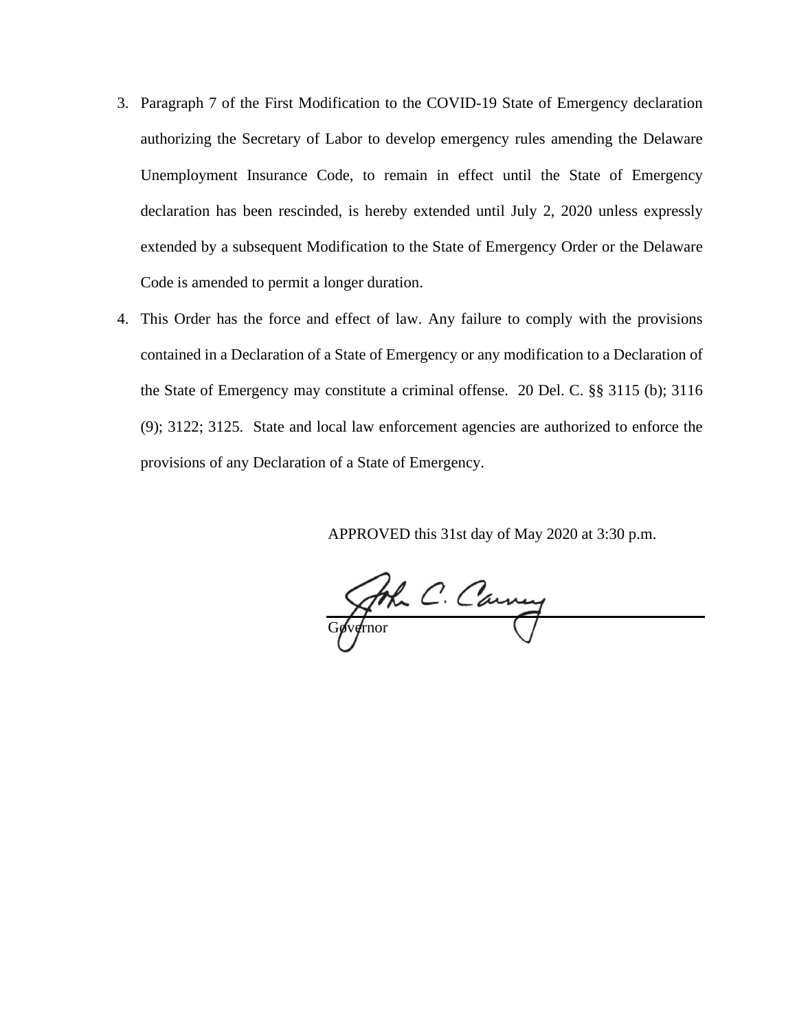3. Paragraph 7 of the First Modification to the COVID-19 State of Emergency declaration authorizing the Secretary of Labor to develop emergency rules amending the Delaware Unemployment Insurance Code, to remain in effect until the State of Emergency declaration has been rescinded, is hereby extended until July 2, 2020 unless expressly extended by a subsequent Modification to the State of Emergency Order or the Delaware Code is amended to permit a longer duration.

4. This Order has the force and effect of law. Any failure to comply with the provisions contained in a Declaration of a State of Emergency or any modification to a Declaration of the State of Emergency may constitute a criminal offense. 20 Del. C. §§ 3115 (b); 3116 (9); 3122; 3125. State and local law enforcement agencies are authorized to enforce the provisions of any Declaration of a State of Emergency.

APPROVED this 31st day of May 2020 at 3:30 p.m.

John C. Carney

Governor